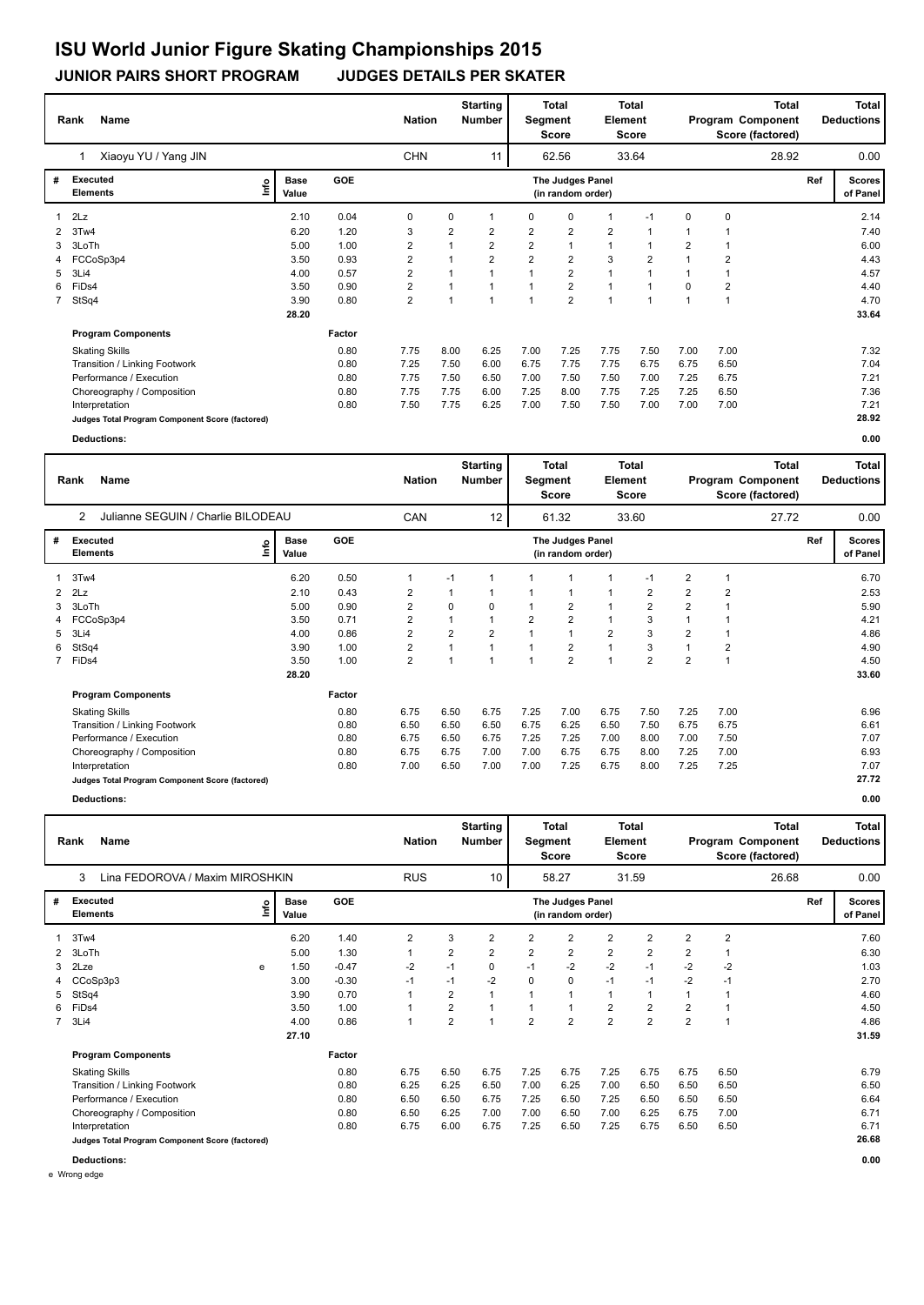# ISU World Junior Figure Skating Championships 2015

**JUNIOR PAIRS SHORT PROGRAM JUDGES DETAILS PER SKATER**

| Rank | Name | Nation | Starting Number | Total Segment Score | Total Element Score | Total Program Component Score (factored) | Total Deductions |
|---|---|---|---|---|---|---|---|
| 1 | Xiaoyu YU / Yang JIN | CHN | 11 | 62.56 | 33.64 | 28.92 | 0.00 |

| # | Executed Elements | Info | Base Value | GOE | J1 | J2 | J3 | J4 | J5 | J6 | J7 | J8 | J9 | Ref | Scores of Panel |
|---|---|---|---|---|---|---|---|---|---|---|---|---|---|---|---|
| 1 | 2Lz | | 2.10 | 0.04 | 0 | 0 | 1 | 0 | 0 | 1 | -1 | 0 | 0 | | 2.14 |
| 2 | 3Tw4 | | 6.20 | 1.20 | 3 | 2 | 2 | 2 | 2 | 2 | 1 | 1 | 1 | | 7.40 |
| 3 | 3LoTh | | 5.00 | 1.00 | 2 | 1 | 2 | 2 | 1 | 1 | 1 | 2 | 1 | | 6.00 |
| 4 | FCCoSp3p4 | | 3.50 | 0.93 | 2 | 1 | 2 | 2 | 2 | 3 | 2 | 1 | 2 | | 4.43 |
| 5 | 3Li4 | | 4.00 | 0.57 | 2 | 1 | 1 | 1 | 2 | 1 | 1 | 1 | 1 | | 4.57 |
| 6 | FiDs4 | | 3.50 | 0.90 | 2 | 1 | 1 | 1 | 2 | 1 | 1 | 0 | 2 | | 4.40 |
| 7 | StSq4 | | 3.90 | 0.80 | 2 | 1 | 1 | 1 | 2 | 1 | 1 | 1 | 1 | | 4.70 |
| | | | 28.20 | | | | | | | | | | | | 33.64 |

| Program Components | Factor | J1 | J2 | J3 | J4 | J5 | J6 | J7 | J8 | J9 | Scores of Panel |
|---|---|---|---|---|---|---|---|---|---|---|---|
| Skating Skills | 0.80 | 7.75 | 8.00 | 6.25 | 7.00 | 7.25 | 7.75 | 7.50 | 7.00 | 7.00 | 7.32 |
| Transition / Linking Footwork | 0.80 | 7.25 | 7.50 | 6.00 | 6.75 | 7.75 | 7.75 | 6.75 | 6.75 | 6.50 | 7.04 |
| Performance / Execution | 0.80 | 7.75 | 7.50 | 6.50 | 7.00 | 7.50 | 7.50 | 7.00 | 7.25 | 6.75 | 7.21 |
| Choreography / Composition | 0.80 | 7.75 | 7.75 | 6.00 | 7.25 | 8.00 | 7.75 | 7.25 | 7.25 | 6.50 | 7.36 |
| Interpretation | 0.80 | 7.50 | 7.75 | 6.25 | 7.00 | 7.50 | 7.50 | 7.00 | 7.00 | 7.00 | 7.21 |
| Judges Total Program Component Score (factored) | | | | | | | | | | | 28.92 |

**Deductions:** 0.00

| Rank | Name | Nation | Starting Number | Total Segment Score | Total Element Score | Total Program Component Score (factored) | Total Deductions |
|---|---|---|---|---|---|---|---|
| 2 | Julianne SEGUIN / Charlie BILODEAU | CAN | 12 | 61.32 | 33.60 | 27.72 | 0.00 |

| # | Executed Elements | Info | Base Value | GOE | J1 | J2 | J3 | J4 | J5 | J6 | J7 | J8 | J9 | Ref | Scores of Panel |
|---|---|---|---|---|---|---|---|---|---|---|---|---|---|---|---|
| 1 | 3Tw4 | | 6.20 | 0.50 | 1 | -1 | 1 | 1 | 1 | 1 | -1 | 2 | 1 | | 6.70 |
| 2 | 2Lz | | 2.10 | 0.43 | 2 | 1 | 1 | 1 | 1 | 1 | 2 | 2 | 2 | | 2.53 |
| 3 | 3LoTh | | 5.00 | 0.90 | 2 | 0 | 0 | 1 | 2 | 1 | 2 | 2 | 1 | | 5.90 |
| 4 | FCCoSp3p4 | | 3.50 | 0.71 | 2 | 1 | 1 | 2 | 2 | 1 | 3 | 1 | 1 | | 4.21 |
| 5 | 3Li4 | | 4.00 | 0.86 | 2 | 2 | 2 | 1 | 1 | 2 | 3 | 2 | 1 | | 4.86 |
| 6 | StSq4 | | 3.90 | 1.00 | 2 | 1 | 1 | 1 | 2 | 1 | 3 | 1 | 2 | | 4.90 |
| 7 | FiDs4 | | 3.50 | 1.00 | 2 | 1 | 1 | 1 | 2 | 1 | 2 | 2 | 1 | | 4.50 |
| | | | 28.20 | | | | | | | | | | | | 33.60 |

| Program Components | Factor | J1 | J2 | J3 | J4 | J5 | J6 | J7 | J8 | J9 | Scores of Panel |
|---|---|---|---|---|---|---|---|---|---|---|---|
| Skating Skills | 0.80 | 6.75 | 6.50 | 6.75 | 7.25 | 7.00 | 6.75 | 7.50 | 7.25 | 7.00 | 6.96 |
| Transition / Linking Footwork | 0.80 | 6.50 | 6.50 | 6.50 | 6.75 | 6.25 | 6.50 | 7.50 | 6.75 | 6.75 | 6.61 |
| Performance / Execution | 0.80 | 6.75 | 6.50 | 6.75 | 7.25 | 7.25 | 7.00 | 8.00 | 7.00 | 7.50 | 7.07 |
| Choreography / Composition | 0.80 | 6.75 | 6.75 | 7.00 | 7.00 | 6.75 | 6.75 | 8.00 | 7.25 | 7.00 | 6.93 |
| Interpretation | 0.80 | 7.00 | 6.50 | 7.00 | 7.00 | 7.25 | 6.75 | 8.00 | 7.25 | 7.25 | 7.07 |
| Judges Total Program Component Score (factored) | | | | | | | | | | | 27.72 |

**Deductions:** 0.00

| Rank | Name | Nation | Starting Number | Total Segment Score | Total Element Score | Total Program Component Score (factored) | Total Deductions |
|---|---|---|---|---|---|---|---|
| 3 | Lina FEDOROVA / Maxim MIROSHKIN | RUS | 10 | 58.27 | 31.59 | 26.68 | 0.00 |

| # | Executed Elements | Info | Base Value | GOE | J1 | J2 | J3 | J4 | J5 | J6 | J7 | J8 | J9 | Ref | Scores of Panel |
|---|---|---|---|---|---|---|---|---|---|---|---|---|---|---|---|
| 1 | 3Tw4 | | 6.20 | 1.40 | 2 | 3 | 2 | 2 | 2 | 2 | 2 | 2 | 2 | | 7.60 |
| 2 | 3LoTh | | 5.00 | 1.30 | 1 | 2 | 2 | 2 | 2 | 2 | 2 | 2 | 1 | | 6.30 |
| 3 | 2Lze | e | 1.50 | -0.47 | -2 | -1 | 0 | -1 | -2 | -2 | -1 | -2 | -2 | | 1.03 |
| 4 | CCoSp3p3 | | 3.00 | -0.30 | -1 | -1 | -2 | 0 | 0 | -1 | -1 | -2 | -1 | | 2.70 |
| 5 | StSq4 | | 3.90 | 0.70 | 1 | 2 | 1 | 1 | 1 | 1 | 1 | 1 | 1 | | 4.60 |
| 6 | FiDs4 | | 3.50 | 1.00 | 1 | 2 | 1 | 1 | 1 | 2 | 2 | 2 | 1 | | 4.50 |
| 7 | 3Li4 | | 4.00 | 0.86 | 1 | 2 | 1 | 2 | 2 | 2 | 2 | 2 | 1 | | 4.86 |
| | | | 27.10 | | | | | | | | | | | | 31.59 |

| Program Components | Factor | J1 | J2 | J3 | J4 | J5 | J6 | J7 | J8 | J9 | Scores of Panel |
|---|---|---|---|---|---|---|---|---|---|---|---|
| Skating Skills | 0.80 | 6.75 | 6.50 | 6.75 | 7.25 | 6.75 | 7.25 | 6.75 | 6.75 | 6.50 | 6.79 |
| Transition / Linking Footwork | 0.80 | 6.25 | 6.25 | 6.50 | 7.00 | 6.25 | 7.00 | 6.50 | 6.50 | 6.50 | 6.50 |
| Performance / Execution | 0.80 | 6.50 | 6.50 | 6.75 | 7.25 | 6.50 | 7.25 | 6.50 | 6.50 | 6.50 | 6.64 |
| Choreography / Composition | 0.80 | 6.50 | 6.25 | 7.00 | 7.00 | 6.50 | 7.00 | 6.25 | 6.75 | 7.00 | 6.71 |
| Interpretation | 0.80 | 6.75 | 6.00 | 6.75 | 7.25 | 6.50 | 7.25 | 6.75 | 6.50 | 6.50 | 6.71 |
| Judges Total Program Component Score (factored) | | | | | | | | | | | 26.68 |

**Deductions:** 0.00

e Wrong edge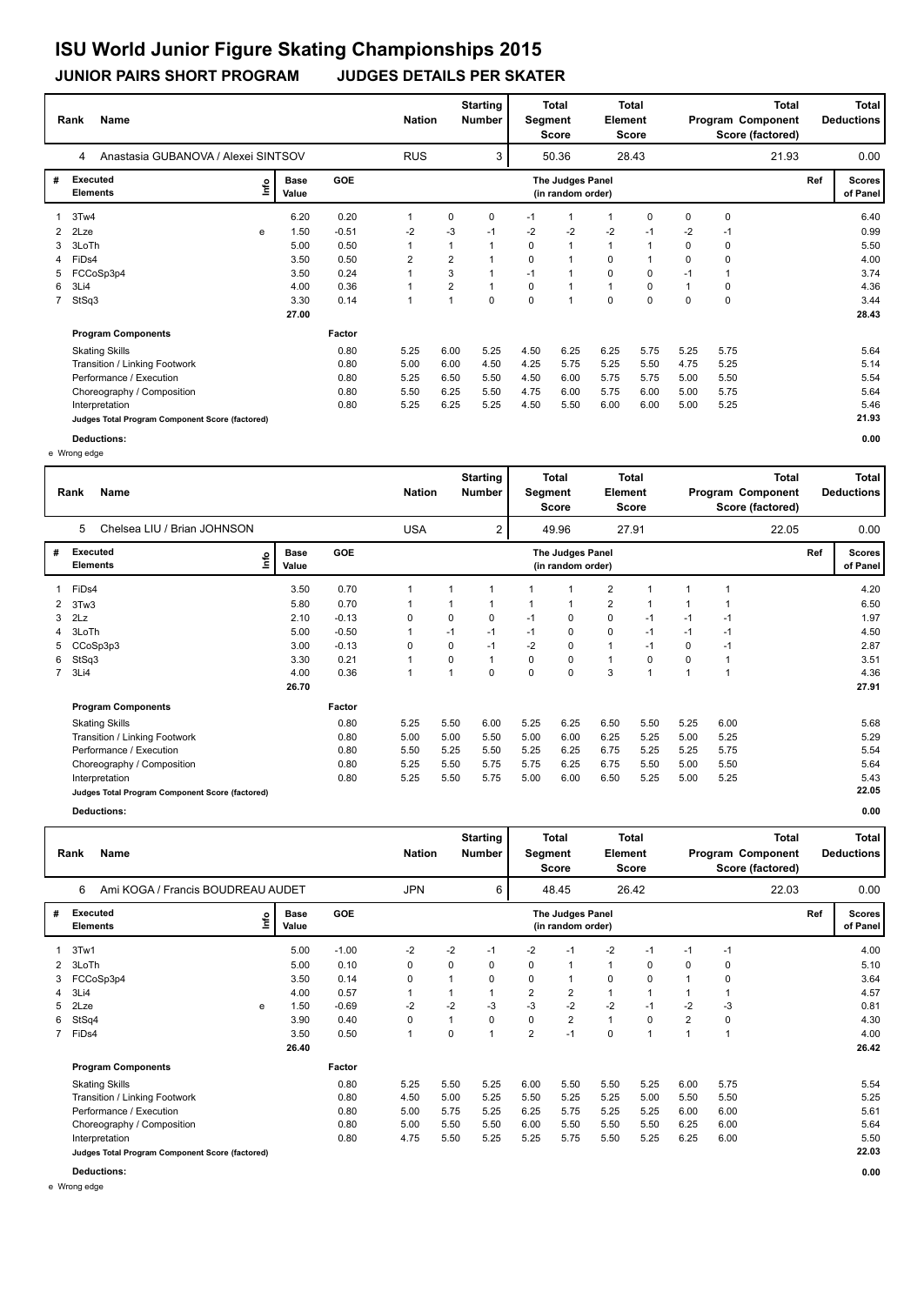# ISU World Junior Figure Skating Championships 2015

**JUNIOR PAIRS SHORT PROGRAM JUDGES DETAILS PER SKATER**

| Rank | Name | Nation | Starting Number | Total Segment Score | Total Element Score | Total Program Component Score (factored) | Total Deductions |
|---|---|---|---|---|---|---|---|
| 4 | Anastasia GUBANOVA / Alexei SINTSOV | RUS | 3 | 50.36 | 28.43 | 21.93 | 0.00 |

| # | Executed Elements | Info | Base Value | GOE | J1 | J2 | J3 | J4 | J5 | J6 | J7 | J8 | J9 | Ref | Scores of Panel |
|---|---|---|---|---|---|---|---|---|---|---|---|---|---|---|---|
| 1 | 3Tw4 | | 6.20 | 0.20 | 1 | 0 | 0 | -1 | 1 | 1 | 0 | 0 | 0 | | 6.40 |
| 2 | 2Lze | e | 1.50 | -0.51 | -2 | -3 | -1 | -2 | -2 | -2 | -1 | -2 | -1 | | 0.99 |
| 3 | 3LoTh | | 5.00 | 0.50 | 1 | 1 | 1 | 0 | 1 | 1 | 1 | 0 | 0 | | 5.50 |
| 4 | FiDs4 | | 3.50 | 0.50 | 2 | 2 | 1 | 0 | 1 | 0 | 1 | 0 | 0 | | 4.00 |
| 5 | FCCoSp3p4 | | 3.50 | 0.24 | 1 | 3 | 1 | -1 | 1 | 0 | 0 | -1 | 1 | | 3.74 |
| 6 | 3Li4 | | 4.00 | 0.36 | 1 | 2 | 1 | 0 | 1 | 1 | 0 | 1 | 0 | | 4.36 |
| 7 | StSq3 | | 3.30 | 0.14 | 1 | 1 | 0 | 0 | 1 | 0 | 0 | 0 | 0 | | 3.44 |
| | | | 27.00 | | | | | | | | | | | | 28.43 |

| Program Components | Factor | J1 | J2 | J3 | J4 | J5 | J6 | J7 | J8 | J9 | Scores of Panel |
|---|---|---|---|---|---|---|---|---|---|---|---|
| Skating Skills | 0.80 | 5.25 | 6.00 | 5.25 | 4.50 | 6.25 | 6.25 | 5.75 | 5.25 | 5.75 | 5.64 |
| Transition / Linking Footwork | 0.80 | 5.00 | 6.00 | 4.50 | 4.25 | 5.75 | 5.25 | 5.50 | 4.75 | 5.25 | 5.14 |
| Performance / Execution | 0.80 | 5.25 | 6.50 | 5.50 | 4.50 | 6.00 | 5.75 | 5.75 | 5.00 | 5.50 | 5.54 |
| Choreography / Composition | 0.80 | 5.50 | 6.25 | 5.50 | 4.75 | 6.00 | 5.75 | 6.00 | 5.00 | 5.75 | 5.64 |
| Interpretation | 0.80 | 5.25 | 6.25 | 5.25 | 4.50 | 5.50 | 6.00 | 6.00 | 5.00 | 5.25 | 5.46 |
| Judges Total Program Component Score (factored) | | | | | | | | | | | 21.93 |

**Deductions:** 0.00

e Wrong edge

| Rank | Name | Nation | Starting Number | Total Segment Score | Total Element Score | Total Program Component Score (factored) | Total Deductions |
|---|---|---|---|---|---|---|---|
| 5 | Chelsea LIU / Brian JOHNSON | USA | 2 | 49.96 | 27.91 | 22.05 | 0.00 |

| # | Executed Elements | Info | Base Value | GOE | J1 | J2 | J3 | J4 | J5 | J6 | J7 | J8 | J9 | Ref | Scores of Panel |
|---|---|---|---|---|---|---|---|---|---|---|---|---|---|---|---|
| 1 | FiDs4 | | 3.50 | 0.70 | 1 | 1 | 1 | 1 | 1 | 2 | 1 | 1 | 1 | | 4.20 |
| 2 | 3Tw3 | | 5.80 | 0.70 | 1 | 1 | 1 | 1 | 1 | 2 | 1 | 1 | 1 | | 6.50 |
| 3 | 2Lz | | 2.10 | -0.13 | 0 | 0 | 0 | -1 | 0 | 0 | -1 | -1 | -1 | | 1.97 |
| 4 | 3LoTh | | 5.00 | -0.50 | 1 | -1 | -1 | -1 | 0 | 0 | -1 | -1 | -1 | | 4.50 |
| 5 | CCoSp3p3 | | 3.00 | -0.13 | 0 | 0 | -1 | -2 | 0 | 1 | -1 | 0 | -1 | | 2.87 |
| 6 | StSq3 | | 3.30 | 0.21 | 1 | 0 | 1 | 0 | 0 | 1 | 0 | 0 | 1 | | 3.51 |
| 7 | 3Li4 | | 4.00 | 0.36 | 1 | 1 | 0 | 0 | 0 | 3 | 1 | 1 | 1 | | 4.36 |
| | | | 26.70 | | | | | | | | | | | | 27.91 |

| Program Components | Factor | J1 | J2 | J3 | J4 | J5 | J6 | J7 | J8 | J9 | Scores of Panel |
|---|---|---|---|---|---|---|---|---|---|---|---|
| Skating Skills | 0.80 | 5.25 | 5.50 | 6.00 | 5.25 | 6.25 | 6.50 | 5.50 | 5.25 | 6.00 | 5.68 |
| Transition / Linking Footwork | 0.80 | 5.00 | 5.00 | 5.50 | 5.00 | 6.00 | 6.25 | 5.25 | 5.00 | 5.25 | 5.29 |
| Performance / Execution | 0.80 | 5.50 | 5.25 | 5.50 | 5.25 | 6.25 | 6.75 | 5.25 | 5.25 | 5.75 | 5.54 |
| Choreography / Composition | 0.80 | 5.25 | 5.50 | 5.75 | 5.75 | 6.25 | 6.75 | 5.50 | 5.00 | 5.50 | 5.64 |
| Interpretation | 0.80 | 5.25 | 5.50 | 5.75 | 5.00 | 6.00 | 6.50 | 5.25 | 5.00 | 5.25 | 5.43 |
| Judges Total Program Component Score (factored) | | | | | | | | | | | 22.05 |

**Deductions:** 0.00

| Rank | Name | Nation | Starting Number | Total Segment Score | Total Element Score | Total Program Component Score (factored) | Total Deductions |
|---|---|---|---|---|---|---|---|
| 6 | Ami KOGA / Francis BOUDREAU AUDET | JPN | 6 | 48.45 | 26.42 | 22.03 | 0.00 |

| # | Executed Elements | Info | Base Value | GOE | J1 | J2 | J3 | J4 | J5 | J6 | J7 | J8 | J9 | Ref | Scores of Panel |
|---|---|---|---|---|---|---|---|---|---|---|---|---|---|---|---|
| 1 | 3Tw1 | | 5.00 | -1.00 | -2 | -2 | -1 | -2 | -1 | -2 | -1 | -1 | -1 | | 4.00 |
| 2 | 3LoTh | | 5.00 | 0.10 | 0 | 0 | 0 | 0 | 1 | 1 | 0 | 0 | 0 | | 5.10 |
| 3 | FCCoSp3p4 | | 3.50 | 0.14 | 0 | 1 | 0 | 0 | 1 | 0 | 0 | 1 | 0 | | 3.64 |
| 4 | 3Li4 | | 4.00 | 0.57 | 1 | 1 | 1 | 2 | 2 | 1 | 1 | 1 | 1 | | 4.57 |
| 5 | 2Lze | e | 1.50 | -0.69 | -2 | -2 | -3 | -3 | -2 | -2 | -1 | -2 | -3 | | 0.81 |
| 6 | StSq4 | | 3.90 | 0.40 | 0 | 1 | 0 | 0 | 2 | 1 | 0 | 2 | 0 | | 4.30 |
| 7 | FiDs4 | | 3.50 | 0.50 | 1 | 0 | 1 | 2 | -1 | 0 | 1 | 1 | 1 | | 4.00 |
| | | | 26.40 | | | | | | | | | | | | 26.42 |

| Program Components | Factor | J1 | J2 | J3 | J4 | J5 | J6 | J7 | J8 | J9 | Scores of Panel |
|---|---|---|---|---|---|---|---|---|---|---|---|
| Skating Skills | 0.80 | 5.25 | 5.50 | 5.25 | 6.00 | 5.50 | 5.50 | 5.25 | 6.00 | 5.75 | 5.54 |
| Transition / Linking Footwork | 0.80 | 4.50 | 5.00 | 5.25 | 5.50 | 5.25 | 5.25 | 5.00 | 5.50 | 5.50 | 5.25 |
| Performance / Execution | 0.80 | 5.00 | 5.75 | 5.25 | 6.25 | 5.75 | 5.25 | 5.25 | 6.00 | 6.00 | 5.61 |
| Choreography / Composition | 0.80 | 5.00 | 5.50 | 5.50 | 6.00 | 5.50 | 5.50 | 5.50 | 6.25 | 6.00 | 5.64 |
| Interpretation | 0.80 | 4.75 | 5.50 | 5.25 | 5.25 | 5.75 | 5.50 | 5.25 | 6.25 | 6.00 | 5.50 |
| Judges Total Program Component Score (factored) | | | | | | | | | | | 22.03 |

**Deductions:** 0.00

e Wrong edge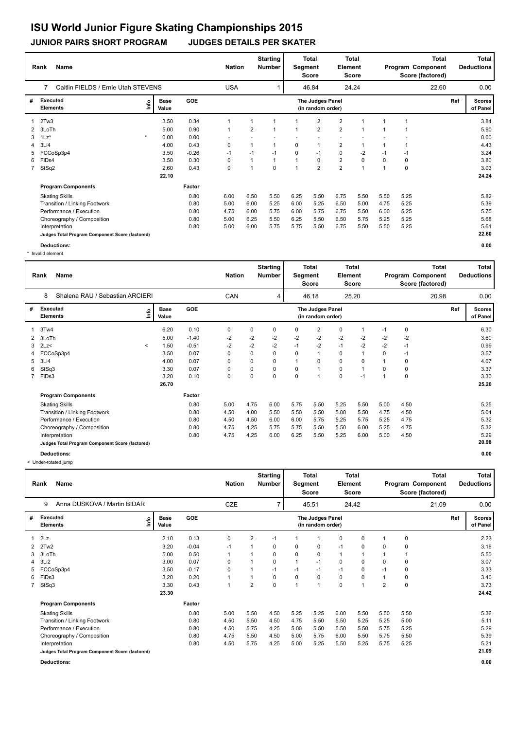# ISU World Junior Figure Skating Championships 2015

## JUNIOR PAIRS SHORT PROGRAM JUDGES DETAILS PER SKATER

| Rank | Name | Nation | Starting Number | Total Segment Score | Total Element Score | Total Program Component Score (factored) | Total Deductions |
|---|---|---|---|---|---|---|---|
| 7 | Caitlin FIELDS / Ernie Utah STEVENS | USA | 1 | 46.84 | 24.24 | 22.60 | 0.00 |

| # | Executed Elements | Info | Base Value | GOE | J1 | J2 | J3 | J4 | J5 | J6 | J7 | J8 | J9 | Ref | Scores of Panel |
|---|---|---|---|---|---|---|---|---|---|---|---|---|---|---|---|
| 1 | 2Tw3 | | 3.50 | 0.34 | 1 | 1 | 1 | 1 | 2 | 2 | 1 | 1 | 1 | | 3.84 |
| 2 | 3LoTh | | 5.00 | 0.90 | 1 | 2 | 1 | 1 | 2 | 2 | 1 | 1 | 1 | | 5.90 |
| 3 | 1Lz* | * | 0.00 | 0.00 | - | - | - | - | - | - | - | - | - | | 0.00 |
| 4 | 3Li4 | | 4.00 | 0.43 | 0 | 1 | 1 | 0 | 1 | 2 | 1 | 1 | 1 | | 4.43 |
| 5 | FCCoSp3p4 | | 3.50 | -0.26 | -1 | -1 | -1 | 0 | -1 | 0 | -2 | -1 | -1 | | 3.24 |
| 6 | FiDs4 | | 3.50 | 0.30 | 0 | 1 | 1 | 1 | 0 | 2 | 0 | 0 | 0 | | 3.80 |
| 7 | StSq2 | | 2.60 | 0.43 | 0 | 1 | 0 | 1 | 2 | 2 | 1 | 1 | 0 | | 3.03 |
| | | | 22.10 | | | | | | | | | | | | 24.24 |

| Program Components | Factor | J1 | J2 | J3 | J4 | J5 | J6 | J7 | J8 | J9 | Scores of Panel |
|---|---|---|---|---|---|---|---|---|---|---|---|
| Skating Skills | 0.80 | 6.00 | 6.50 | 5.50 | 6.25 | 5.50 | 6.75 | 5.50 | 5.50 | 5.25 | 5.82 |
| Transition / Linking Footwork | 0.80 | 5.00 | 6.00 | 5.25 | 6.00 | 5.25 | 6.50 | 5.00 | 4.75 | 5.25 | 5.39 |
| Performance / Execution | 0.80 | 4.75 | 6.00 | 5.75 | 6.00 | 5.75 | 6.75 | 5.50 | 6.00 | 5.25 | 5.75 |
| Choreography / Composition | 0.80 | 5.00 | 6.25 | 5.50 | 6.25 | 5.50 | 6.50 | 5.75 | 5.25 | 5.25 | 5.68 |
| Interpretation | 0.80 | 5.00 | 6.00 | 5.75 | 5.75 | 5.50 | 6.75 | 5.50 | 5.50 | 5.25 | 5.61 |
| Judges Total Program Component Score (factored) | | | | | | | | | | | 22.60 |

**Deductions:** 0.00

\* Invalid element

| Rank | Name | Nation | Starting Number | Total Segment Score | Total Element Score | Total Program Component Score (factored) | Total Deductions |
|---|---|---|---|---|---|---|---|
| 8 | Shalena RAU / Sebastian ARCIERI | CAN | 4 | 46.18 | 25.20 | 20.98 | 0.00 |

| # | Executed Elements | Info | Base Value | GOE | J1 | J2 | J3 | J4 | J5 | J6 | J7 | J8 | J9 | Ref | Scores of Panel |
|---|---|---|---|---|---|---|---|---|---|---|---|---|---|---|---|
| 1 | 3Tw4 | | 6.20 | 0.10 | 0 | 0 | 0 | 0 | 2 | 0 | 1 | -1 | 0 | | 6.30 |
| 2 | 3LoTh | | 5.00 | -1.40 | -2 | -2 | -2 | -2 | -2 | -2 | -2 | -2 | -2 | | 3.60 |
| 3 | 2Lz< | < | 1.50 | -0.51 | -2 | -2 | -2 | -1 | -2 | -1 | -2 | -2 | -1 | | 0.99 |
| 4 | FCCoSp3p4 | | 3.50 | 0.07 | 0 | 0 | 0 | 0 | 1 | 0 | 1 | 0 | -1 | | 3.57 |
| 5 | 3Li4 | | 4.00 | 0.07 | 0 | 0 | 0 | 1 | 0 | 0 | 0 | 1 | 0 | | 4.07 |
| 6 | StSq3 | | 3.30 | 0.07 | 0 | 0 | 0 | 0 | 1 | 0 | 1 | 0 | 0 | | 3.37 |
| 7 | FiDs3 | | 3.20 | 0.10 | 0 | 0 | 0 | 0 | 1 | 0 | -1 | 1 | 0 | | 3.30 |
| | | | 26.70 | | | | | | | | | | | | 25.20 |

| Program Components | Factor | J1 | J2 | J3 | J4 | J5 | J6 | J7 | J8 | J9 | Scores of Panel |
|---|---|---|---|---|---|---|---|---|---|---|---|
| Skating Skills | 0.80 | 5.00 | 4.75 | 6.00 | 5.75 | 5.50 | 5.25 | 5.50 | 5.00 | 4.50 | 5.25 |
| Transition / Linking Footwork | 0.80 | 4.50 | 4.00 | 5.50 | 5.50 | 5.50 | 5.00 | 5.50 | 4.75 | 4.50 | 5.04 |
| Performance / Execution | 0.80 | 4.50 | 4.50 | 6.00 | 6.00 | 5.75 | 5.25 | 5.75 | 5.25 | 4.75 | 5.32 |
| Choreography / Composition | 0.80 | 4.75 | 4.25 | 5.75 | 5.75 | 5.50 | 5.50 | 6.00 | 5.25 | 4.75 | 5.32 |
| Interpretation | 0.80 | 4.75 | 4.25 | 6.00 | 6.25 | 5.50 | 5.25 | 6.00 | 5.00 | 4.50 | 5.29 |
| Judges Total Program Component Score (factored) | | | | | | | | | | | 20.98 |

**Deductions:** 0.00

< Under-rotated jump

| Rank | Name | Nation | Starting Number | Total Segment Score | Total Element Score | Total Program Component Score (factored) | Total Deductions |
|---|---|---|---|---|---|---|---|
| 9 | Anna DUSKOVA / Martin BIDAR | CZE | 7 | 45.51 | 24.42 | 21.09 | 0.00 |

| # | Executed Elements | Info | Base Value | GOE | J1 | J2 | J3 | J4 | J5 | J6 | J7 | J8 | J9 | Ref | Scores of Panel |
|---|---|---|---|---|---|---|---|---|---|---|---|---|---|---|---|
| 1 | 2Lz | | 2.10 | 0.13 | 0 | 2 | -1 | 1 | 1 | 0 | 0 | 1 | 0 | | 2.23 |
| 2 | 2Tw2 | | 3.20 | -0.04 | -1 | 1 | 0 | 0 | 0 | -1 | 0 | 0 | 0 | | 3.16 |
| 3 | 3LoTh | | 5.00 | 0.50 | 1 | 1 | 0 | 0 | 0 | 1 | 1 | 1 | 1 | | 5.50 |
| 4 | 3Li2 | | 3.00 | 0.07 | 0 | 1 | 0 | 1 | -1 | 0 | 0 | 0 | 0 | | 3.07 |
| 5 | FCCoSp3p4 | | 3.50 | -0.17 | 0 | 1 | -1 | -1 | -1 | -1 | 0 | -1 | 0 | | 3.33 |
| 6 | FiDs3 | | 3.20 | 0.20 | 1 | 1 | 0 | 0 | 0 | 0 | 0 | 1 | 0 | | 3.40 |
| 7 | StSq3 | | 3.30 | 0.43 | 1 | 2 | 0 | 1 | 1 | 0 | 1 | 2 | 0 | | 3.73 |
| | | | 23.30 | | | | | | | | | | | | 24.42 |

| Program Components | Factor | J1 | J2 | J3 | J4 | J5 | J6 | J7 | J8 | J9 | Scores of Panel |
|---|---|---|---|---|---|---|---|---|---|---|---|
| Skating Skills | 0.80 | 5.00 | 5.50 | 4.50 | 5.25 | 5.25 | 6.00 | 5.50 | 5.50 | 5.50 | 5.36 |
| Transition / Linking Footwork | 0.80 | 4.50 | 5.50 | 4.50 | 4.75 | 5.50 | 5.50 | 5.25 | 5.25 | 5.00 | 5.11 |
| Performance / Execution | 0.80 | 4.50 | 5.75 | 4.25 | 5.00 | 5.50 | 5.50 | 5.50 | 5.75 | 5.25 | 5.29 |
| Choreography / Composition | 0.80 | 4.75 | 5.50 | 4.50 | 5.00 | 5.75 | 6.00 | 5.50 | 5.75 | 5.50 | 5.39 |
| Interpretation | 0.80 | 4.50 | 5.75 | 4.25 | 5.00 | 5.25 | 5.50 | 5.25 | 5.75 | 5.25 | 5.21 |
| Judges Total Program Component Score (factored) | | | | | | | | | | | 21.09 |

**Deductions:** 0.00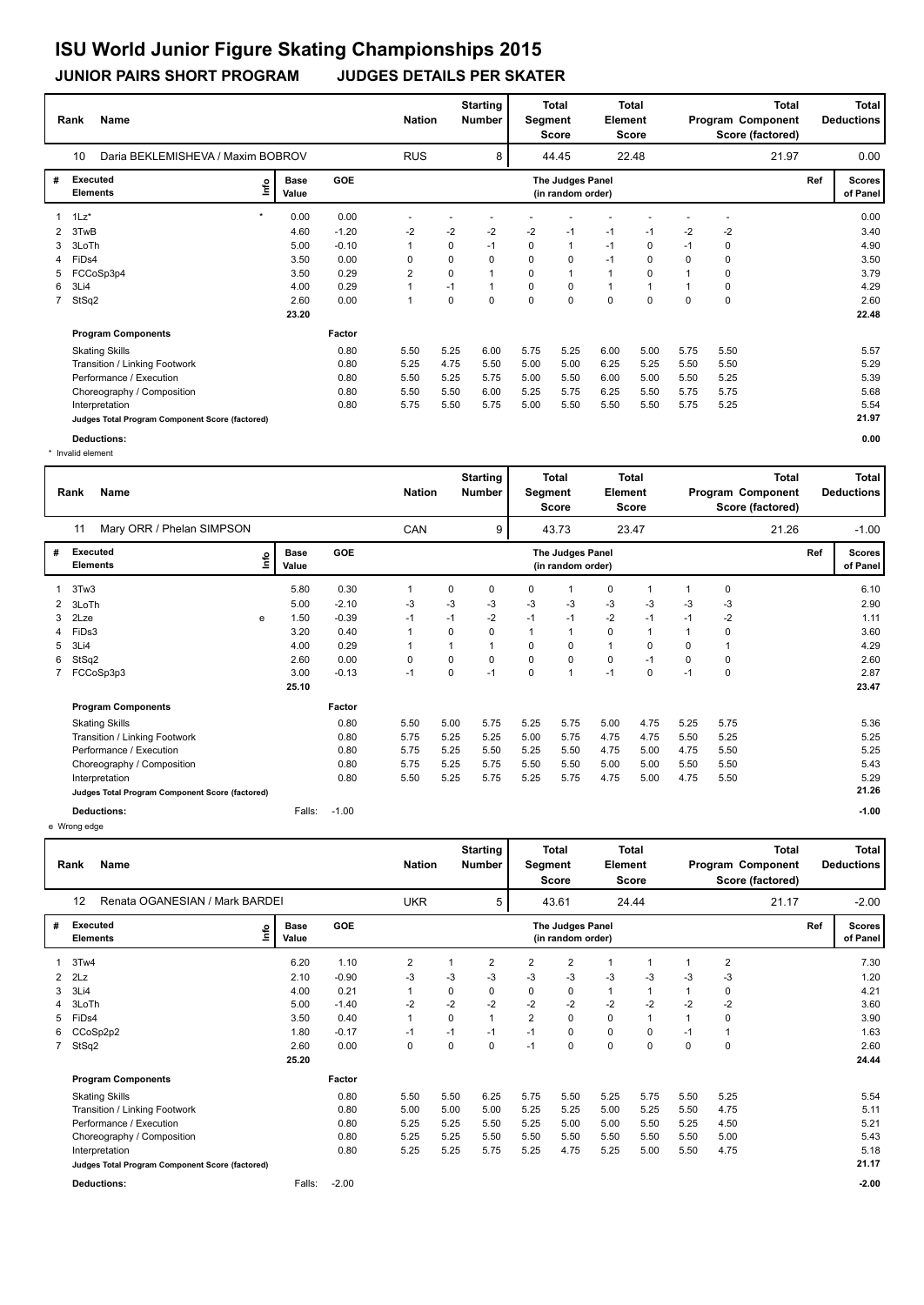# ISU World Junior Figure Skating Championships 2015

**JUNIOR PAIRS SHORT PROGRAM    JUDGES DETAILS PER SKATER**

| Rank | Name | Nation | Starting Number | Total Segment Score | Total Element Score | Total Program Component Score (factored) | Total Deductions |
|---|---|---|---|---|---|---|---|
| 10 | Daria BEKLEMISHEVA / Maxim BOBROV | RUS | 8 | 44.45 | 22.48 | 21.97 | 0.00 |

| # | Executed Elements | Info | Base Value | GOE | J1 | J2 | J3 | J4 | J5 | J6 | J7 | J8 | J9 | Ref | Scores of Panel |
|---|---|---|---|---|---|---|---|---|---|---|---|---|---|---|---|
| 1 | 1Lz* | * | 0.00 | 0.00 | - | - | - | - | - | - | - | - | - | | 0.00 |
| 2 | 3TwB | | 4.60 | -1.20 | -2 | -2 | -2 | -2 | -1 | -1 | -1 | -2 | -2 | | 3.40 |
| 3 | 3LoTh | | 5.00 | -0.10 | 1 | 0 | -1 | 0 | 1 | -1 | 0 | -1 | 0 | | 4.90 |
| 4 | FiDs4 | | 3.50 | 0.00 | 0 | 0 | 0 | 0 | 0 | -1 | 0 | 0 | 0 | | 3.50 |
| 5 | FCCoSp3p4 | | 3.50 | 0.29 | 2 | 0 | 1 | 0 | 1 | 1 | 0 | 1 | 0 | | 3.79 |
| 6 | 3Li4 | | 4.00 | 0.29 | 1 | -1 | 1 | 0 | 0 | 1 | 1 | 1 | 0 | | 4.29 |
| 7 | StSq2 | | 2.60 | 0.00 | 1 | 0 | 0 | 0 | 0 | 0 | 0 | 0 | 0 | | 2.60 |
| | | | 23.20 | | | | | | | | | | | | 22.48 |

| Program Components | Factor | J1 | J2 | J3 | J4 | J5 | J6 | J7 | J8 | J9 | Scores of Panel |
|---|---|---|---|---|---|---|---|---|---|---|---|
| Skating Skills | 0.80 | 5.50 | 5.25 | 6.00 | 5.75 | 5.25 | 6.00 | 5.00 | 5.75 | 5.50 | 5.57 |
| Transition / Linking Footwork | 0.80 | 5.25 | 4.75 | 5.50 | 5.00 | 5.00 | 6.25 | 5.25 | 5.50 | 5.50 | 5.29 |
| Performance / Execution | 0.80 | 5.50 | 5.25 | 5.75 | 5.00 | 5.50 | 6.00 | 5.00 | 5.50 | 5.25 | 5.39 |
| Choreography / Composition | 0.80 | 5.50 | 5.50 | 6.00 | 5.25 | 5.75 | 6.25 | 5.50 | 5.75 | 5.75 | 5.68 |
| Interpretation | 0.80 | 5.75 | 5.50 | 5.75 | 5.00 | 5.50 | 5.50 | 5.50 | 5.75 | 5.25 | 5.54 |
| Judges Total Program Component Score (factored) | | | | | | | | | | | 21.97 |

**Deductions:** 0.00

\* Invalid element

| Rank | Name | Nation | Starting Number | Total Segment Score | Total Element Score | Total Program Component Score (factored) | Total Deductions |
|---|---|---|---|---|---|---|---|
| 11 | Mary ORR / Phelan SIMPSON | CAN | 9 | 43.73 | 23.47 | 21.26 | -1.00 |

| # | Executed Elements | Info | Base Value | GOE | J1 | J2 | J3 | J4 | J5 | J6 | J7 | J8 | J9 | Ref | Scores of Panel |
|---|---|---|---|---|---|---|---|---|---|---|---|---|---|---|---|
| 1 | 3Tw3 | | 5.80 | 0.30 | 1 | 0 | 0 | 0 | 1 | 0 | 1 | 1 | 0 | | 6.10 |
| 2 | 3LoTh | | 5.00 | -2.10 | -3 | -3 | -3 | -3 | -3 | -3 | -3 | -3 | -3 | | 2.90 |
| 3 | 2Lze | e | 1.50 | -0.39 | -1 | -1 | -2 | -1 | -1 | -2 | -1 | -1 | -2 | | 1.11 |
| 4 | FiDs3 | | 3.20 | 0.40 | 1 | 0 | 0 | 1 | 1 | 0 | 1 | 1 | 0 | | 3.60 |
| 5 | 3Li4 | | 4.00 | 0.29 | 1 | 1 | 1 | 0 | 0 | 1 | 0 | 0 | 1 | | 4.29 |
| 6 | StSq2 | | 2.60 | 0.00 | 0 | 0 | 0 | 0 | 0 | 0 | -1 | 0 | 0 | | 2.60 |
| 7 | FCCoSp3p3 | | 3.00 | -0.13 | -1 | 0 | -1 | 0 | 1 | -1 | 0 | -1 | 0 | | 2.87 |
| | | | 25.10 | | | | | | | | | | | | 23.47 |

| Program Components | Factor | J1 | J2 | J3 | J4 | J5 | J6 | J7 | J8 | J9 | Scores of Panel |
|---|---|---|---|---|---|---|---|---|---|---|---|
| Skating Skills | 0.80 | 5.50 | 5.00 | 5.75 | 5.25 | 5.75 | 5.00 | 4.75 | 5.25 | 5.75 | 5.36 |
| Transition / Linking Footwork | 0.80 | 5.75 | 5.25 | 5.25 | 5.00 | 5.75 | 4.75 | 4.75 | 5.50 | 5.25 | 5.25 |
| Performance / Execution | 0.80 | 5.75 | 5.25 | 5.50 | 5.25 | 5.50 | 4.75 | 5.00 | 4.75 | 5.50 | 5.25 |
| Choreography / Composition | 0.80 | 5.75 | 5.25 | 5.75 | 5.50 | 5.50 | 5.00 | 5.00 | 5.50 | 5.50 | 5.43 |
| Interpretation | 0.80 | 5.50 | 5.25 | 5.75 | 5.25 | 5.75 | 4.75 | 5.00 | 4.75 | 5.50 | 5.29 |
| Judges Total Program Component Score (factored) | | | | | | | | | | | 21.26 |

**Deductions:** Falls: -1.00 — -1.00

e Wrong edge

| Rank | Name | Nation | Starting Number | Total Segment Score | Total Element Score | Total Program Component Score (factored) | Total Deductions |
|---|---|---|---|---|---|---|---|
| 12 | Renata OGANESIAN / Mark BARDEI | UKR | 5 | 43.61 | 24.44 | 21.17 | -2.00 |

| # | Executed Elements | Info | Base Value | GOE | J1 | J2 | J3 | J4 | J5 | J6 | J7 | J8 | J9 | Ref | Scores of Panel |
|---|---|---|---|---|---|---|---|---|---|---|---|---|---|---|---|
| 1 | 3Tw4 | | 6.20 | 1.10 | 2 | 1 | 2 | 2 | 2 | 1 | 1 | 1 | 2 | | 7.30 |
| 2 | 2Lz | | 2.10 | -0.90 | -3 | -3 | -3 | -3 | -3 | -3 | -3 | -3 | -3 | | 1.20 |
| 3 | 3Li4 | | 4.00 | 0.21 | 1 | 0 | 0 | 0 | 0 | 1 | 1 | 1 | 0 | | 4.21 |
| 4 | 3LoTh | | 5.00 | -1.40 | -2 | -2 | -2 | -2 | -2 | -2 | -2 | -2 | -2 | | 3.60 |
| 5 | FiDs4 | | 3.50 | 0.40 | 1 | 0 | 1 | 2 | 0 | 0 | 1 | 1 | 0 | | 3.90 |
| 6 | CCoSp2p2 | | 1.80 | -0.17 | -1 | -1 | -1 | -1 | 0 | 0 | 0 | -1 | 1 | | 1.63 |
| 7 | StSq2 | | 2.60 | 0.00 | 0 | 0 | 0 | -1 | 0 | 0 | 0 | 0 | 0 | | 2.60 |
| | | | 25.20 | | | | | | | | | | | | 24.44 |

| Program Components | Factor | J1 | J2 | J3 | J4 | J5 | J6 | J7 | J8 | J9 | Scores of Panel |
|---|---|---|---|---|---|---|---|---|---|---|---|
| Skating Skills | 0.80 | 5.50 | 5.50 | 6.25 | 5.75 | 5.50 | 5.25 | 5.75 | 5.50 | 5.25 | 5.54 |
| Transition / Linking Footwork | 0.80 | 5.00 | 5.00 | 5.00 | 5.25 | 5.25 | 5.00 | 5.25 | 5.50 | 4.75 | 5.11 |
| Performance / Execution | 0.80 | 5.25 | 5.25 | 5.50 | 5.25 | 5.00 | 5.00 | 5.50 | 5.25 | 4.50 | 5.21 |
| Choreography / Composition | 0.80 | 5.25 | 5.25 | 5.50 | 5.50 | 5.50 | 5.50 | 5.50 | 5.50 | 5.00 | 5.43 |
| Interpretation | 0.80 | 5.25 | 5.25 | 5.75 | 5.25 | 4.75 | 5.25 | 5.00 | 5.50 | 4.75 | 5.18 |
| Judges Total Program Component Score (factored) | | | | | | | | | | | 21.17 |

**Deductions:** Falls: -2.00 — -2.00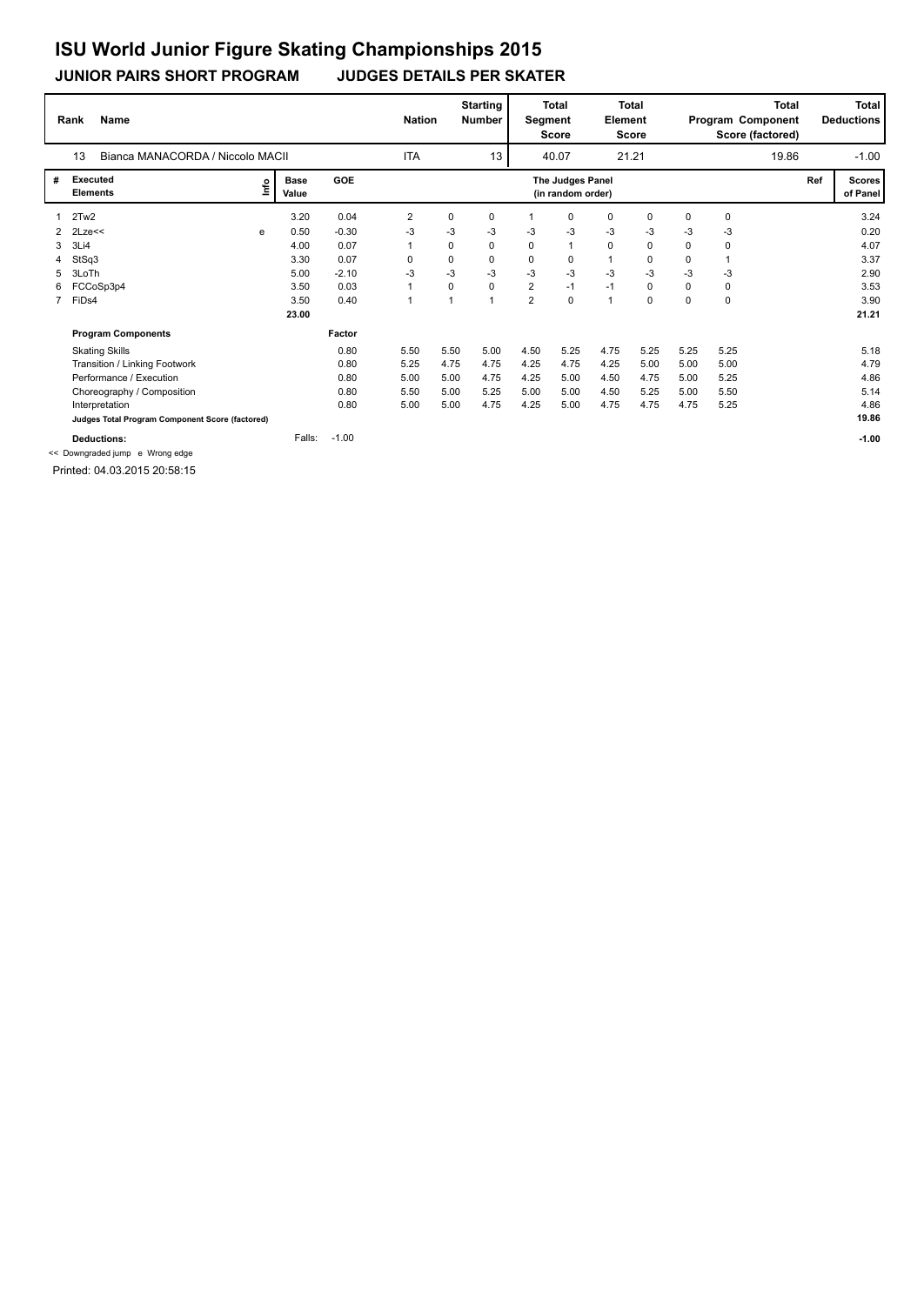# ISU World Junior Figure Skating Championships 2015

**JUNIOR PAIRS SHORT PROGRAM JUDGES DETAILS PER SKATER**

| Rank | Name | Nation | Starting Number | Total Segment Score | Total Element Score | Total Program Component Score (factored) | Total Deductions |
|---|---|---|---|---|---|---|---|
| 13 | Bianca MANACORDA / Niccolo MACII | ITA | 13 | 40.07 | 21.21 | 19.86 | -1.00 |

| # | Executed Elements | Info | Base Value | GOE | | | | | The Judges Panel (in random order) | | | | | Ref | Scores of Panel |
|---|---|---|---|---|---|---|---|---|---|---|---|---|---|---|---|
| 1 | 2Tw2 | | 3.20 | 0.04 | 2 | 0 | 0 | 1 | 0 | 0 | 0 | 0 | 0 | | 3.24 |
| 2 | 2Lze<< | e | 0.50 | -0.30 | -3 | -3 | -3 | -3 | -3 | -3 | -3 | -3 | -3 | | 0.20 |
| 3 | 3Li4 | | 4.00 | 0.07 | 1 | 0 | 0 | 0 | 1 | 0 | 0 | 0 | 0 | | 4.07 |
| 4 | StSq3 | | 3.30 | 0.07 | 0 | 0 | 0 | 0 | 0 | 1 | 0 | 0 | 1 | | 3.37 |
| 5 | 3LoTh | | 5.00 | -2.10 | -3 | -3 | -3 | -3 | -3 | -3 | -3 | -3 | -3 | | 2.90 |
| 6 | FCCoSp3p4 | | 3.50 | 0.03 | 1 | 0 | 0 | 2 | -1 | -1 | 0 | 0 | 0 | | 3.53 |
| 7 | FiDs4 | | 3.50 | 0.40 | 1 | 1 | 1 | 2 | 0 | 1 | 0 | 0 | 0 | | 3.90 |
| | | | 23.00 | | | | | | | | | | | | 21.21 |
| | **Program Components** | | | Factor | | | | | | | | | | | |
| | Skating Skills | | | 0.80 | 5.50 | 5.50 | 5.00 | 4.50 | 5.25 | 4.75 | 5.25 | 5.25 | 5.25 | | 5.18 |
| | Transition / Linking Footwork | | | 0.80 | 5.25 | 4.75 | 4.75 | 4.25 | 4.75 | 4.25 | 5.00 | 5.00 | 5.00 | | 4.79 |
| | Performance / Execution | | | 0.80 | 5.00 | 5.00 | 4.75 | 4.25 | 5.00 | 4.50 | 4.75 | 5.00 | 5.25 | | 4.86 |
| | Choreography / Composition | | | 0.80 | 5.50 | 5.00 | 5.25 | 5.00 | 5.00 | 4.50 | 5.25 | 5.00 | 5.50 | | 5.14 |
| | Interpretation | | | 0.80 | 5.00 | 5.00 | 4.75 | 4.25 | 5.00 | 4.75 | 4.75 | 4.75 | 5.25 | | 4.86 |
| | **Judges Total Program Component Score (factored)** | | | | | | | | | | | | | | **19.86** |
| | **Deductions:** | | Falls: | -1.00 | | | | | | | | | | | **-1.00** |

<< Downgraded jump e Wrong edge

Printed: 04.03.2015 20:58:15